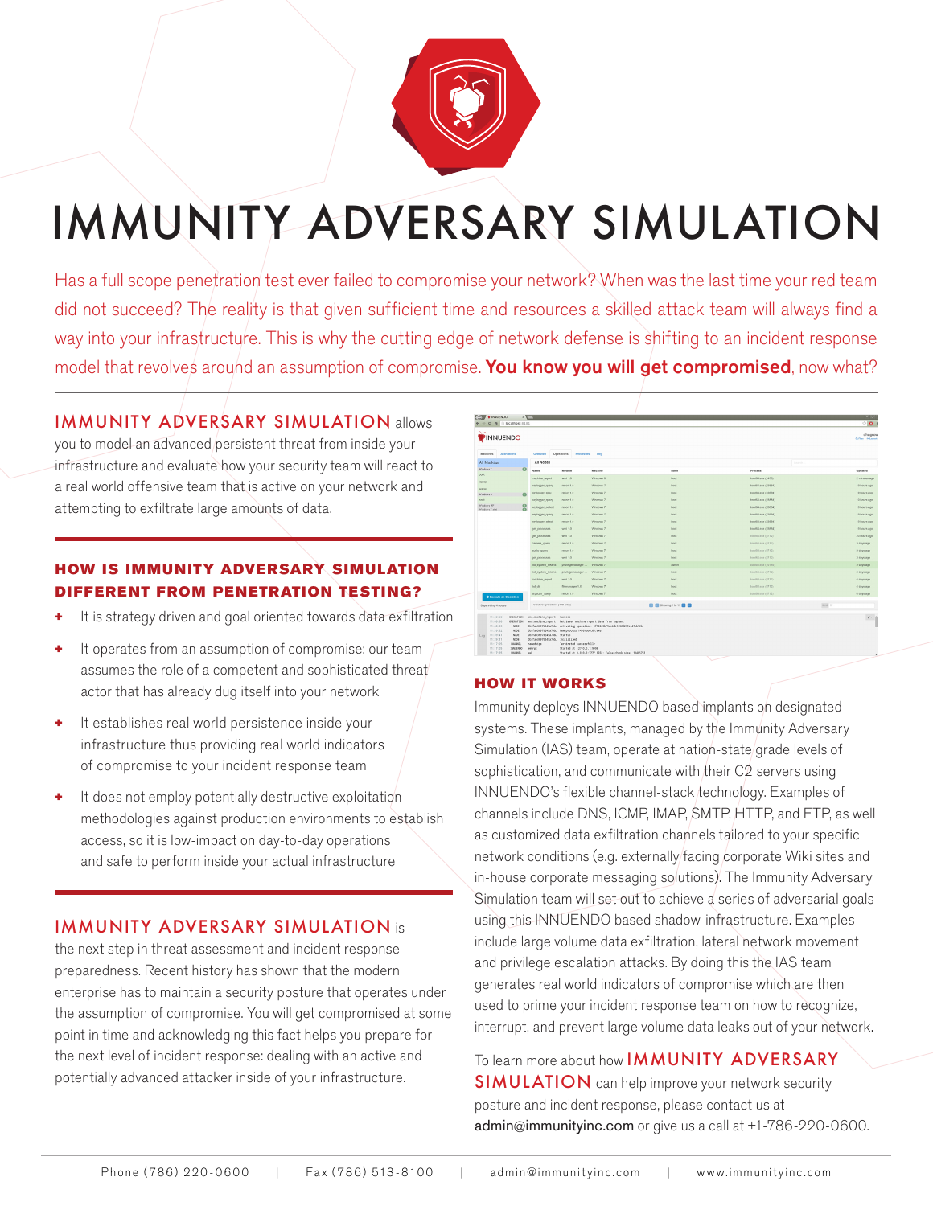# IMMUNITY ADVERSARY SIMULATION

Has a full scope penetration test ever failed to compromise your network? When was the last time your red team did not succeed? The reality is that given sufficient time and resources a skilled attack team will always find a way into your infrastructure. This is why the cutting edge of network defense is shifting to an incident response model that revolves around an assumption of compromise. **You know you will get compromised**, now what?

**IMMUNITY ADVERSARY SIMULATION** allows you to model an advanced persistent threat from inside your infrastructure and evaluate how your security team will react to a real world offensive team that is active on your network and attempting to exfiltrate large amounts of data.

## HOW IS IMMUNITY ADVERSARY SIMULATION DIFFERENT FROM PENETRATION TESTING?

- It is strategy driven and goal oriented towards data exfiltration
- It operates from an assumption of compromise: our team assumes the role of a competent and sophisticated threat actor that has already dug itself into your network
- It establishes real world persistence inside your infrastructure thus providing real world indicators of compromise to your incident response team
- It does not employ potentially destructive exploitation methodologies against production environments to establish access, so it is low-impact on day-to-day operations and safe to perform inside your actual infrastructure

**IMMUNITY ADVERSARY SIMULATION** is the next step in threat assessment and incident response preparedness. Recent history has shown that the modern enterprise has to maintain a security posture that operates under the assumption of compromise. You will get compromised at some point in time and acknowledging this fact helps you prepare for the next level of incident response: dealing with an active and potentially advanced attacker inside of your infrastructure.

## HOW IT WORKS

Immunity deploys INNUENDO based implants on designated systems. These implants, managed by the Immunity Adversary Simulation (IAS) team, operate at nation-state grade levels of sophistication, and communicate with their C2 servers using INNUENDO's flexible channel-stack technology. Examples of channels include DNS, ICMP, IMAP, SMTP, HTTP, and FTP, as well as customized data exfiltration channels tailored to your specific network conditions (e.g. externally facing corporate Wiki sites and in-house corporate messaging solutions). The Immunity Adversary Simulation team will set out to achieve a series of adversarial goals using this INNUENDO based shadow-infrastructure. Examples include large volume data exfiltration, lateral network movement and privilege escalation attacks. By doing this the IAS team generates real world indicators of compromise which are then used to prime your incident response team on how to recognize, interrupt, and prevent large volume data leaks out of your network.

To learn more about how **IMMUNITY ADVERSARY SIMULATION** can help improve your network security posture and incident response, please contact us at admin@immunityinc.com or give us a call at +1-786-220-0600.

Phone (786) 220-0600 | Fax (786) 513-8100 | admin@immunityinc.com | www.immunityinc.com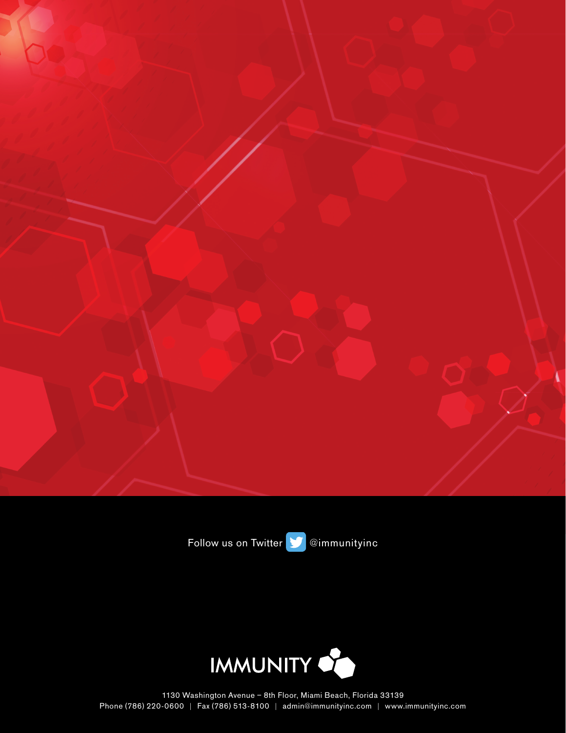Follow us on Twitter @immunityinc

IMMUNITY

1130 Washington Avenue – 8th Floor, Miami Beach, Florida 33139
Phone (786) 220-0600 | Fax (786) 513-8100 | admin@immunityinc.com | www.immunityinc.com